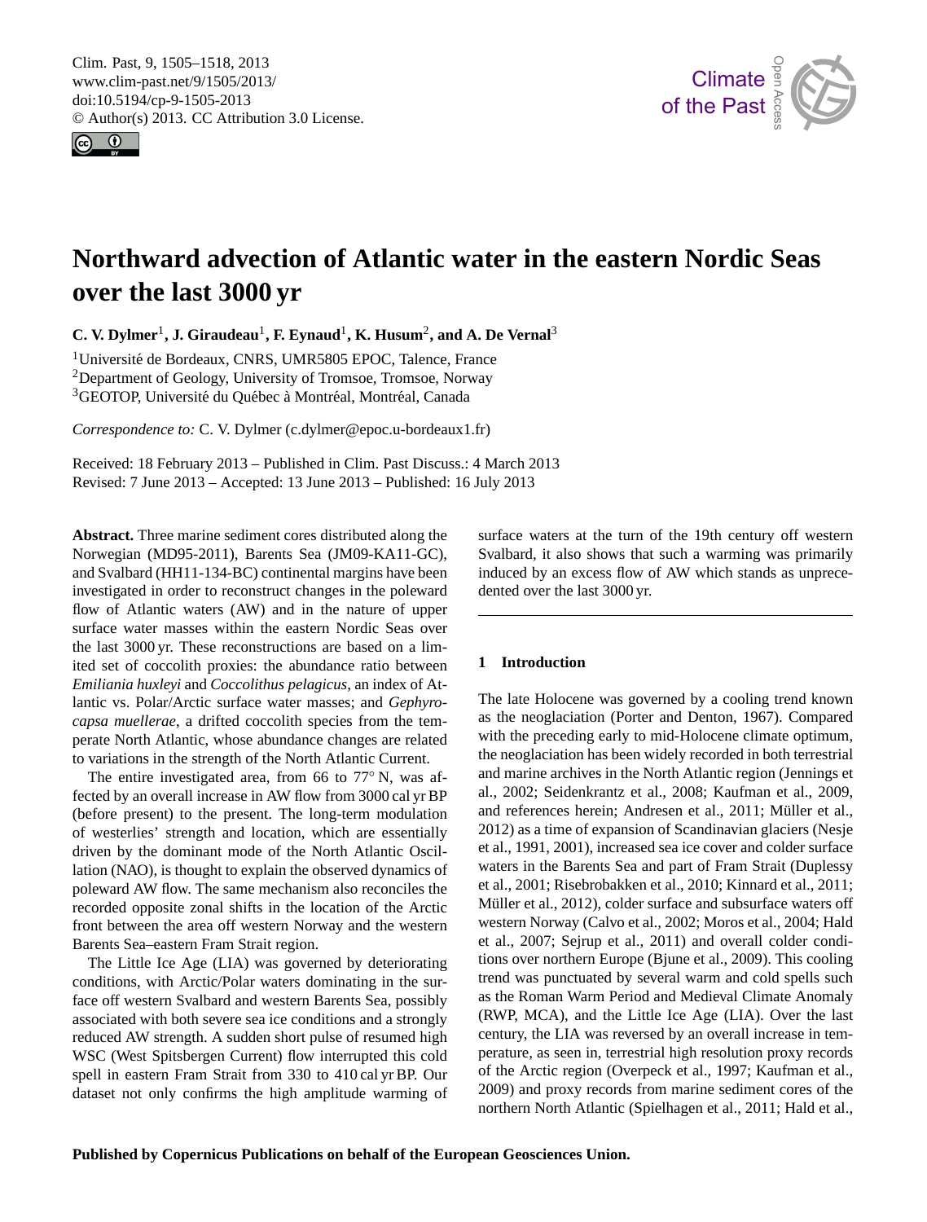# Northward advection of Atlantic water in the eastern Nordic Seas over the last 3000 yr

**C. V. Dylmer**[1], **J. Giraudeau**[1], **F. Eynaud**[1], **K. Husum**[2], **and A. De Vernal**[3]

[1]Université de Bordeaux, CNRS, UMR5805 EPOC, Talence, France
[2]Department of Geology, University of Tromsoe, Tromsoe, Norway
[3]GEOTOP, Université du Québec à Montréal, Montréal, Canada

*Correspondence to:* C. V. Dylmer (c.dylmer@epoc.u-bordeaux1.fr)

Received: 18 February 2013 – Published in Clim. Past Discuss.: 4 March 2013
Revised: 7 June 2013 – Accepted: 13 June 2013 – Published: 16 July 2013

**Abstract.** Three marine sediment cores distributed along the Norwegian (MD95-2011), Barents Sea (JM09-KA11-GC), and Svalbard (HH11-134-BC) continental margins have been investigated in order to reconstruct changes in the poleward flow of Atlantic waters (AW) and in the nature of upper surface water masses within the eastern Nordic Seas over the last 3000 yr. These reconstructions are based on a limited set of coccolith proxies: the abundance ratio between *Emiliania huxleyi* and *Coccolithus pelagicus*, an index of Atlantic vs. Polar/Arctic surface water masses; and *Gephyrocapsa muellerae*, a drifted coccolith species from the temperate North Atlantic, whose abundance changes are related to variations in the strength of the North Atlantic Current.

The entire investigated area, from 66 to 77° N, was affected by an overall increase in AW flow from 3000 cal yr BP (before present) to the present. The long-term modulation of westerlies' strength and location, which are essentially driven by the dominant mode of the North Atlantic Oscillation (NAO), is thought to explain the observed dynamics of poleward AW flow. The same mechanism also reconciles the recorded opposite zonal shifts in the location of the Arctic front between the area off western Norway and the western Barents Sea–eastern Fram Strait region.

The Little Ice Age (LIA) was governed by deteriorating conditions, with Arctic/Polar waters dominating in the surface off western Svalbard and western Barents Sea, possibly associated with both severe sea ice conditions and a strongly reduced AW strength. A sudden short pulse of resumed high WSC (West Spitsbergen Current) flow interrupted this cold spell in eastern Fram Strait from 330 to 410 cal yr BP. Our dataset not only confirms the high amplitude warming of surface waters at the turn of the 19th century off western Svalbard, it also shows that such a warming was primarily induced by an excess flow of AW which stands as unprecedented over the last 3000 yr.

## 1 Introduction

The late Holocene was governed by a cooling trend known as the neoglaciation (Porter and Denton, 1967). Compared with the preceding early to mid-Holocene climate optimum, the neoglaciation has been widely recorded in both terrestrial and marine archives in the North Atlantic region (Jennings et al., 2002; Seidenkrantz et al., 2008; Kaufman et al., 2009, and references herein; Andresen et al., 2011; Müller et al., 2012) as a time of expansion of Scandinavian glaciers (Nesje et al., 1991, 2001), increased sea ice cover and colder surface waters in the Barents Sea and part of Fram Strait (Duplessy et al., 2001; Risebrobakken et al., 2010; Kinnard et al., 2011; Müller et al., 2012), colder surface and subsurface waters off western Norway (Calvo et al., 2002; Moros et al., 2004; Hald et al., 2007; Sejrup et al., 2011) and overall colder conditions over northern Europe (Bjune et al., 2009). This cooling trend was punctuated by several warm and cold spells such as the Roman Warm Period and Medieval Climate Anomaly (RWP, MCA), and the Little Ice Age (LIA). Over the last century, the LIA was reversed by an overall increase in temperature, as seen in, terrestrial high resolution proxy records of the Arctic region (Overpeck et al., 1997; Kaufman et al., 2009) and proxy records from marine sediment cores of the northern North Atlantic (Spielhagen et al., 2011; Hald et al.,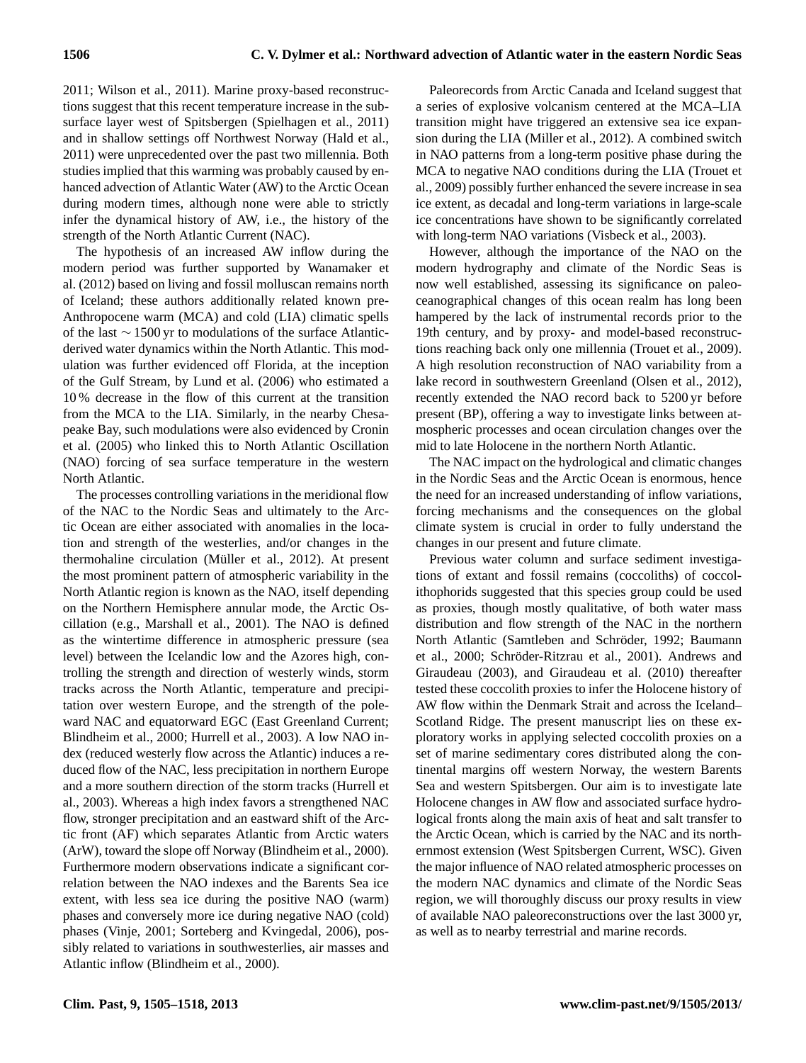2011; Wilson et al., 2011). Marine proxy-based reconstructions suggest that this recent temperature increase in the subsurface layer west of Spitsbergen (Spielhagen et al., 2011) and in shallow settings off Northwest Norway (Hald et al., 2011) were unprecedented over the past two millennia. Both studies implied that this warming was probably caused by enhanced advection of Atlantic Water (AW) to the Arctic Ocean during modern times, although none were able to strictly infer the dynamical history of AW, i.e., the history of the strength of the North Atlantic Current (NAC).

The hypothesis of an increased AW inflow during the modern period was further supported by Wanamaker et al. (2012) based on living and fossil molluscan remains north of Iceland; these authors additionally related known pre-Anthropocene warm (MCA) and cold (LIA) climatic spells of the last $\sim 1500$ yr to modulations of the surface Atlantic-derived water dynamics within the North Atlantic. This modulation was further evidenced off Florida, at the inception of the Gulf Stream, by Lund et al. (2006) who estimated a 10 % decrease in the flow of this current at the transition from the MCA to the LIA. Similarly, in the nearby Chesapeake Bay, such modulations were also evidenced by Cronin et al. (2005) who linked this to North Atlantic Oscillation (NAO) forcing of sea surface temperature in the western North Atlantic.

The processes controlling variations in the meridional flow of the NAC to the Nordic Seas and ultimately to the Arctic Ocean are either associated with anomalies in the location and strength of the westerlies, and/or changes in the thermohaline circulation (Müller et al., 2012). At present the most prominent pattern of atmospheric variability in the North Atlantic region is known as the NAO, itself depending on the Northern Hemisphere annular mode, the Arctic Oscillation (e.g., Marshall et al., 2001). The NAO is defined as the wintertime difference in atmospheric pressure (sea level) between the Icelandic low and the Azores high, controlling the strength and direction of westerly winds, storm tracks across the North Atlantic, temperature and precipitation over western Europe, and the strength of the poleward NAC and equatorward EGC (East Greenland Current; Blindheim et al., 2000; Hurrell et al., 2003). A low NAO index (reduced westerly flow across the Atlantic) induces a reduced flow of the NAC, less precipitation in northern Europe and a more southern direction of the storm tracks (Hurrell et al., 2003). Whereas a high index favors a strengthened NAC flow, stronger precipitation and an eastward shift of the Arctic front (AF) which separates Atlantic from Arctic waters (ArW), toward the slope off Norway (Blindheim et al., 2000). Furthermore modern observations indicate a significant correlation between the NAO indexes and the Barents Sea ice extent, with less sea ice during the positive NAO (warm) phases and conversely more ice during negative NAO (cold) phases (Vinje, 2001; Sorteberg and Kvingedal, 2006), possibly related to variations in southwesterlies, air masses and Atlantic inflow (Blindheim et al., 2000).

Paleorecords from Arctic Canada and Iceland suggest that a series of explosive volcanism centered at the MCA–LIA transition might have triggered an extensive sea ice expansion during the LIA (Miller et al., 2012). A combined switch in NAO patterns from a long-term positive phase during the MCA to negative NAO conditions during the LIA (Trouet et al., 2009) possibly further enhanced the severe increase in sea ice extent, as decadal and long-term variations in large-scale ice concentrations have shown to be significantly correlated with long-term NAO variations (Visbeck et al., 2003).

However, although the importance of the NAO on the modern hydrography and climate of the Nordic Seas is now well established, assessing its significance on paleoceanographical changes of this ocean realm has long been hampered by the lack of instrumental records prior to the 19th century, and by proxy- and model-based reconstructions reaching back only one millennia (Trouet et al., 2009). A high resolution reconstruction of NAO variability from a lake record in southwestern Greenland (Olsen et al., 2012), recently extended the NAO record back to 5200 yr before present (BP), offering a way to investigate links between atmospheric processes and ocean circulation changes over the mid to late Holocene in the northern North Atlantic.

The NAC impact on the hydrological and climatic changes in the Nordic Seas and the Arctic Ocean is enormous, hence the need for an increased understanding of inflow variations, forcing mechanisms and the consequences on the global climate system is crucial in order to fully understand the changes in our present and future climate.

Previous water column and surface sediment investigations of extant and fossil remains (coccoliths) of coccolithophorids suggested that this species group could be used as proxies, though mostly qualitative, of both water mass distribution and flow strength of the NAC in the northern North Atlantic (Samtleben and Schröder, 1992; Baumann et al., 2000; Schröder-Ritzrau et al., 2001). Andrews and Giraudeau (2003), and Giraudeau et al. (2010) thereafter tested these coccolith proxies to infer the Holocene history of AW flow within the Denmark Strait and across the Iceland–Scotland Ridge. The present manuscript lies on these exploratory works in applying selected coccolith proxies on a set of marine sedimentary cores distributed along the continental margins off western Norway, the western Barents Sea and western Spitsbergen. Our aim is to investigate late Holocene changes in AW flow and associated surface hydrological fronts along the main axis of heat and salt transfer to the Arctic Ocean, which is carried by the NAC and its northernmost extension (West Spitsbergen Current, WSC). Given the major influence of NAO related atmospheric processes on the modern NAC dynamics and climate of the Nordic Seas region, we will thoroughly discuss our proxy results in view of available NAO paleoreconstructions over the last 3000 yr, as well as to nearby terrestrial and marine records.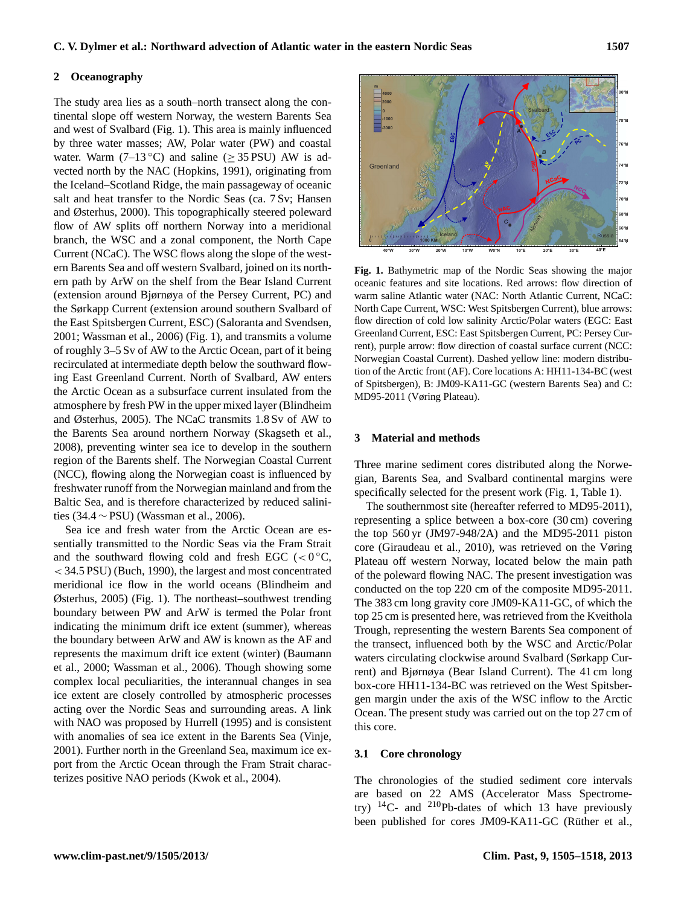## 2 Oceanography

The study area lies as a south–north transect along the continental slope off western Norway, the western Barents Sea and west of Svalbard (Fig. 1). This area is mainly influenced by three water masses; AW, Polar water (PW) and coastal water. Warm (7–13 °C) and saline (≥ 35 PSU) AW is advected north by the NAC (Hopkins, 1991), originating from the Iceland–Scotland Ridge, the main passageway of oceanic salt and heat transfer to the Nordic Seas (ca. 7 Sv; Hansen and Østerhus, 2000). This topographically steered poleward flow of AW splits off northern Norway into a meridional branch, the WSC and a zonal component, the North Cape Current (NCaC). The WSC flows along the slope of the western Barents Sea and off western Svalbard, joined on its northern path by ArW on the shelf from the Bear Island Current (extension around Bjørnøya of the Persey Current, PC) and the Sørkapp Current (extension around southern Svalbard of the East Spitsbergen Current, ESC) (Saloranta and Svendsen, 2001; Wassman et al., 2006) (Fig. 1), and transmits a volume of roughly 3–5 Sv of AW to the Arctic Ocean, part of it being recirculated at intermediate depth below the southward flowing East Greenland Current. North of Svalbard, AW enters the Arctic Ocean as a subsurface current insulated from the atmosphere by fresh PW in the upper mixed layer (Blindheim and Østerhus, 2005). The NCaC transmits 1.8 Sv of AW to the Barents Sea around northern Norway (Skagseth et al., 2008), preventing winter sea ice to develop in the southern region of the Barents shelf. The Norwegian Coastal Current (NCC), flowing along the Norwegian coast is influenced by freshwater runoff from the Norwegian mainland and from the Baltic Sea, and is therefore characterized by reduced salinities (34.4 ∼ PSU) (Wassman et al., 2006).

Sea ice and fresh water from the Arctic Ocean are essentially transmitted to the Nordic Seas via the Fram Strait and the southward flowing cold and fresh EGC (< 0 °C, < 34.5 PSU) (Buch, 1990), the largest and most concentrated meridional ice flow in the world oceans (Blindheim and Østerhus, 2005) (Fig. 1). The northeast–southwest trending boundary between PW and ArW is termed the Polar front indicating the minimum drift ice extent (summer), whereas the boundary between ArW and AW is known as the AF and represents the maximum drift ice extent (winter) (Baumann et al., 2000; Wassman et al., 2006). Though showing some complex local peculiarities, the interannual changes in sea ice extent are closely controlled by atmospheric processes acting over the Nordic Seas and surrounding areas. A link with NAO was proposed by Hurrell (1995) and is consistent with anomalies of sea ice extent in the Barents Sea (Vinje, 2001). Further north in the Greenland Sea, maximum ice export from the Arctic Ocean through the Fram Strait characterizes positive NAO periods (Kwok et al., 2004).

**Fig. 1.** Bathymetric map of the Nordic Seas showing the major oceanic features and site locations. Red arrows: flow direction of warm saline Atlantic water (NAC: North Atlantic Current, NCaC: North Cape Current, WSC: West Spitsbergen Current), blue arrows: flow direction of cold low salinity Arctic/Polar waters (EGC: East Greenland Current, ESC: East Spitsbergen Current, PC: Persey Current), purple arrow: flow direction of coastal surface current (NCC: Norwegian Coastal Current). Dashed yellow line: modern distribution of the Arctic front (AF). Core locations A: HH11-134-BC (west of Spitsbergen), B: JM09-KA11-GC (western Barents Sea) and C: MD95-2011 (Vøring Plateau).

## 3 Material and methods

Three marine sediment cores distributed along the Norwegian, Barents Sea, and Svalbard continental margins were specifically selected for the present work (Fig. 1, Table 1).

The southernmost site (hereafter referred to MD95-2011), representing a splice between a box-core (30 cm) covering the top 560 yr (JM97-948/2A) and the MD95-2011 piston core (Giraudeau et al., 2010), was retrieved on the Vøring Plateau off western Norway, located below the main path of the poleward flowing NAC. The present investigation was conducted on the top 220 cm of the composite MD95-2011. The 383 cm long gravity core JM09-KA11-GC, of which the top 25 cm is presented here, was retrieved from the Kveithola Trough, representing the western Barents Sea component of the transect, influenced both by the WSC and Arctic/Polar waters circulating clockwise around Svalbard (Sørkapp Current) and Bjørnøya (Bear Island Current). The 41 cm long box-core HH11-134-BC was retrieved on the West Spitsbergen margin under the axis of the WSC inflow to the Arctic Ocean. The present study was carried out on the top 27 cm of this core.

### 3.1 Core chronology

The chronologies of the studied sediment core intervals are based on 22 AMS (Accelerator Mass Spectrometry) $^{14}$C- and $^{210}$Pb-dates of which 13 have previously been published for cores JM09-KA11-GC (Rüther et al.,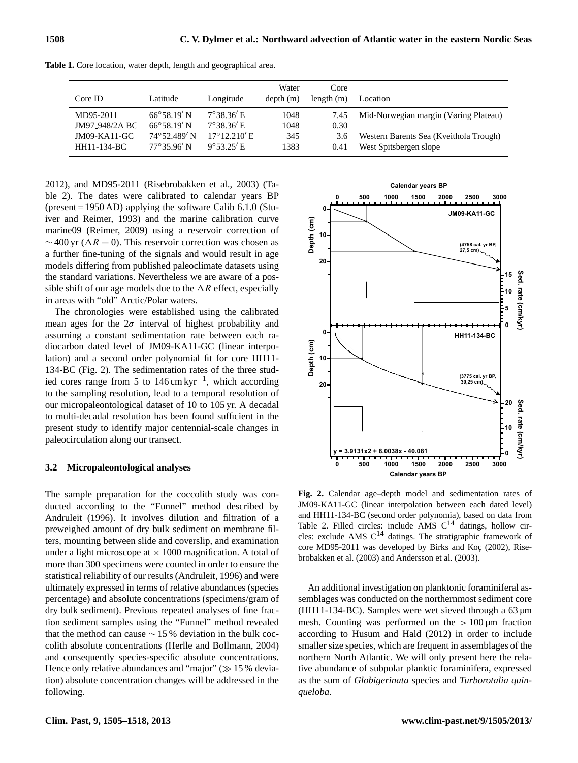**Table 1.** Core location, water depth, length and geographical area.

| Core ID | Latitude | Longitude | Water depth (m) | Core length (m) | Location |
|---|---|---|---|---|---|
| MD95-2011 | 66°58.19′ N | 7°38.36′ E | 1048 | 7.45 | Mid-Norwegian margin (Vøring Plateau) |
| JM97_948/2A BC | 66°58.19′ N | 7°38.36′ E | 1048 | 0.30 | |
| JM09-KA11-GC | 74°52.489′ N | 17°12.210′ E | 345 | 3.6 | Western Barents Sea (Kveithola Trough) |
| HH11-134-BC | 77°35.96′ N | 9°53.25′ E | 1383 | 0.41 | West Spitsbergen slope |

2012), and MD95-2011 (Risebrobakken et al., 2003) (Table 2). The dates were calibrated to calendar years BP (present = 1950 AD) applying the software Calib 6.1.0 (Stuiver and Reimer, 1993) and the marine calibration curve marine09 (Reimer, 2009) using a reservoir correction of ∼ 400 yr ($\Delta R = 0$). This reservoir correction was chosen as a further fine-tuning of the signals and would result in age models differing from published paleoclimate datasets using the standard variations. Nevertheless we are aware of a possible shift of our age models due to the $\Delta R$ effect, especially in areas with "old" Arctic/Polar waters.

The chronologies were established using the calibrated mean ages for the $2\sigma$ interval of highest probability and assuming a constant sedimentation rate between each radiocarbon dated level of JM09-KA11-GC (linear interpolation) and a second order polynomial fit for core HH11-134-BC (Fig. 2). The sedimentation rates of the three studied cores range from 5 to 146 cm kyr$^{-1}$, which according to the sampling resolution, lead to a temporal resolution of our micropaleontological dataset of 10 to 105 yr. A decadal to multi-decadal resolution has been found sufficient in the present study to identify major centennial-scale changes in paleocirculation along our transect.

### 3.2 Micropaleontological analyses

The sample preparation for the coccolith study was conducted according to the "Funnel" method described by Andruleit (1996). It involves dilution and filtration of a preweighed amount of dry bulk sediment on membrane filters, mounting between slide and coverslip, and examination under a light microscope at × 1000 magnification. A total of more than 300 specimens were counted in order to ensure the statistical reliability of our results (Andruleit, 1996) and were ultimately expressed in terms of relative abundances (species percentage) and absolute concentrations (specimens/gram of dry bulk sediment). Previous repeated analyses of fine fraction sediment samples using the "Funnel" method revealed that the method can cause ∼ 15 % deviation in the bulk coccolith absolute concentrations (Herle and Bollmann, 2004) and consequently species-specific absolute concentrations. Hence only relative abundances and "major" (≫ 15 % deviation) absolute concentration changes will be addressed in the following.

**Fig. 2.** Calendar age–depth model and sedimentation rates of JM09-KA11-GC (linear interpolation between each dated level) and HH11-134-BC (second order polynomia), based on data from Table 2. Filled circles: include AMS C$^{14}$ datings, hollow circles: exclude AMS C$^{14}$ datings. The stratigraphic framework of core MD95-2011 was developed by Birks and Koç (2002), Risebrobakken et al. (2003) and Andersson et al. (2003).

An additional investigation on planktonic foraminiferal assemblages was conducted on the northernmost sediment core (HH11-134-BC). Samples were wet sieved through a 63 µm mesh. Counting was performed on the > 100 µm fraction according to Husum and Hald (2012) in order to include smaller size species, which are frequent in assemblages of the northern North Atlantic. We will only present here the relative abundance of subpolar planktic foraminifera, expressed as the sum of *Globigerinata* species and *Turborotalia quinqueloba*.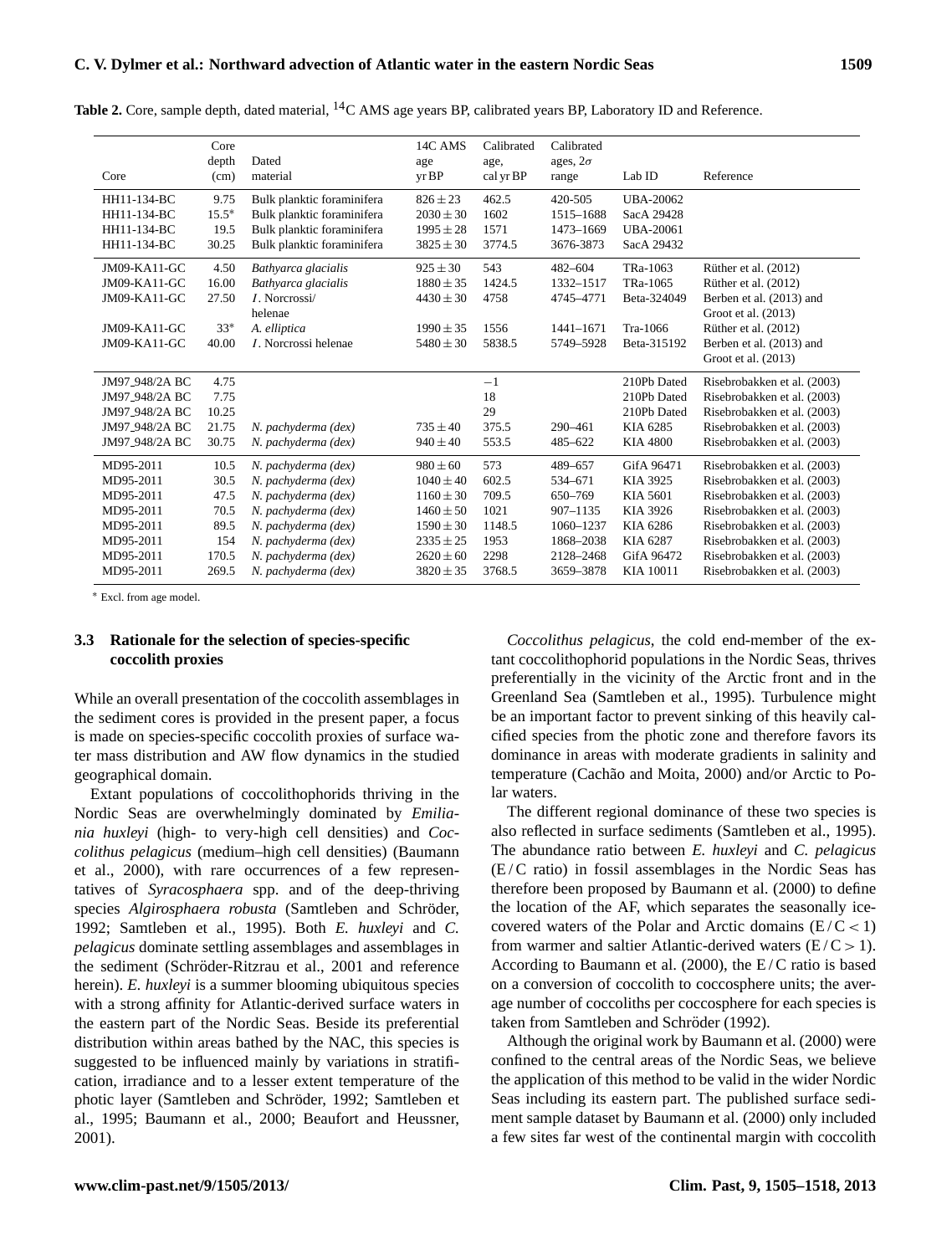**Table 2.** Core, sample depth, dated material, $^{14}$C AMS age years BP, calibrated years BP, Laboratory ID and Reference.

| Core | Core depth (cm) | Dated material | 14C AMS age yr BP | Calibrated age, cal yr BP | Calibrated ages, 2σ range | Lab ID | Reference |
|---|---|---|---|---|---|---|---|
| HH11-134-BC | 9.75 | Bulk planktic foraminifera | $826 \pm 23$ | 462.5 | 420-505 | UBA-20062 | |
| HH11-134-BC | 15.5* | Bulk planktic foraminifera | $2030 \pm 30$ | 1602 | 1515–1688 | SacA 29428 | |
| HH11-134-BC | 19.5 | Bulk planktic foraminifera | $1995 \pm 28$ | 1571 | 1473–1669 | UBA-20061 | |
| HH11-134-BC | 30.25 | Bulk planktic foraminifera | $3825 \pm 30$ | 3774.5 | 3676-3873 | SacA 29432 | |
| JM09-KA11-GC | 4.50 | *Bathyarca glacialis* | $925 \pm 30$ | 543 | 482–604 | TRa-1063 | Rüther et al. (2012) |
| JM09-KA11-GC | 16.00 | *Bathyarca glacialis* | $1880 \pm 35$ | 1424.5 | 1332–1517 | TRa-1065 | Rüther et al. (2012) |
| JM09-KA11-GC | 27.50 | *I*. Norcrossi/ helenae | $4430 \pm 30$ | 4758 | 4745–4771 | Beta-324049 | Berben et al. (2013) and Groot et al. (2013) |
| JM09-KA11-GC | 33* | *A. elliptica* | $1990 \pm 35$ | 1556 | 1441–1671 | Tra-1066 | Rüther et al. (2012) |
| JM09-KA11-GC | 40.00 | *I*. Norcrossi helenae | $5480 \pm 30$ | 5838.5 | 5749–5928 | Beta-315192 | Berben et al. (2013) and Groot et al. (2013) |
| JM97_948/2A BC | 4.75 | | | −1 | | 210Pb Dated | Risebrobakken et al. (2003) |
| JM97_948/2A BC | 7.75 | | | 18 | | 210Pb Dated | Risebrobakken et al. (2003) |
| JM97_948/2A BC | 10.25 | | | 29 | | 210Pb Dated | Risebrobakken et al. (2003) |
| JM97_948/2A BC | 21.75 | *N. pachyderma (dex)* | $735 \pm 40$ | 375.5 | 290–461 | KIA 6285 | Risebrobakken et al. (2003) |
| JM97_948/2A BC | 30.75 | *N. pachyderma (dex)* | $940 \pm 40$ | 553.5 | 485–622 | KIA 4800 | Risebrobakken et al. (2003) |
| MD95-2011 | 10.5 | *N. pachyderma (dex)* | $980 \pm 60$ | 573 | 489–657 | GifA 96471 | Risebrobakken et al. (2003) |
| MD95-2011 | 30.5 | *N. pachyderma (dex)* | $1040 \pm 40$ | 602.5 | 534–671 | KIA 3925 | Risebrobakken et al. (2003) |
| MD95-2011 | 47.5 | *N. pachyderma (dex)* | $1160 \pm 30$ | 709.5 | 650–769 | KIA 5601 | Risebrobakken et al. (2003) |
| MD95-2011 | 70.5 | *N. pachyderma (dex)* | $1460 \pm 50$ | 1021 | 907–1135 | KIA 3926 | Risebrobakken et al. (2003) |
| MD95-2011 | 89.5 | *N. pachyderma (dex)* | $1590 \pm 30$ | 1148.5 | 1060–1237 | KIA 6286 | Risebrobakken et al. (2003) |
| MD95-2011 | 154 | *N. pachyderma (dex)* | $2335 \pm 25$ | 1953 | 1868–2038 | KIA 6287 | Risebrobakken et al. (2003) |
| MD95-2011 | 170.5 | *N. pachyderma (dex)* | $2620 \pm 60$ | 2298 | 2128–2468 | GifA 96472 | Risebrobakken et al. (2003) |
| MD95-2011 | 269.5 | *N. pachyderma (dex)* | $3820 \pm 35$ | 3768.5 | 3659–3878 | KIA 10011 | Risebrobakken et al. (2003) |

* Excl. from age model.

### 3.3 Rationale for the selection of species-specific coccolith proxies

While an overall presentation of the coccolith assemblages in the sediment cores is provided in the present paper, a focus is made on species-specific coccolith proxies of surface water mass distribution and AW flow dynamics in the studied geographical domain.

Extant populations of coccolithophorids thriving in the Nordic Seas are overwhelmingly dominated by *Emiliania huxleyi* (high- to very-high cell densities) and *Coccolithus pelagicus* (medium–high cell densities) (Baumann et al., 2000), with rare occurrences of a few representatives of *Syracosphaera* spp. and of the deep-thriving species *Algirosphaera robusta* (Samtleben and Schröder, 1992; Samtleben et al., 1995). Both *E. huxleyi* and *C. pelagicus* dominate settling assemblages and assemblages in the sediment (Schröder-Ritzrau et al., 2001 and reference herein). *E. huxleyi* is a summer blooming ubiquitous species with a strong affinity for Atlantic-derived surface waters in the eastern part of the Nordic Seas. Beside its preferential distribution within areas bathed by the NAC, this species is suggested to be influenced mainly by variations in stratification, irradiance and to a lesser extent temperature of the photic layer (Samtleben and Schröder, 1992; Samtleben et al., 1995; Baumann et al., 2000; Beaufort and Heussner, 2001).

*Coccolithus pelagicus*, the cold end-member of the extant coccolithophorid populations in the Nordic Seas, thrives preferentially in the vicinity of the Arctic front and in the Greenland Sea (Samtleben et al., 1995). Turbulence might be an important factor to prevent sinking of this heavily calcified species from the photic zone and therefore favors its dominance in areas with moderate gradients in salinity and temperature (Cachão and Moita, 2000) and/or Arctic to Polar waters.

The different regional dominance of these two species is also reflected in surface sediments (Samtleben et al., 1995). The abundance ratio between *E. huxleyi* and *C. pelagicus* (E / C ratio) in fossil assemblages in the Nordic Seas has therefore been proposed by Baumann et al. (2000) to define the location of the AF, which separates the seasonally ice-covered waters of the Polar and Arctic domains ($E/C < 1$) from warmer and saltier Atlantic-derived waters ($E/C > 1$). According to Baumann et al. (2000), the E / C ratio is based on a conversion of coccolith to coccosphere units; the average number of coccoliths per coccosphere for each species is taken from Samtleben and Schröder (1992).

Although the original work by Baumann et al. (2000) were confined to the central areas of the Nordic Seas, we believe the application of this method to be valid in the wider Nordic Seas including its eastern part. The published surface sediment sample dataset by Baumann et al. (2000) only included a few sites far west of the continental margin with coccolith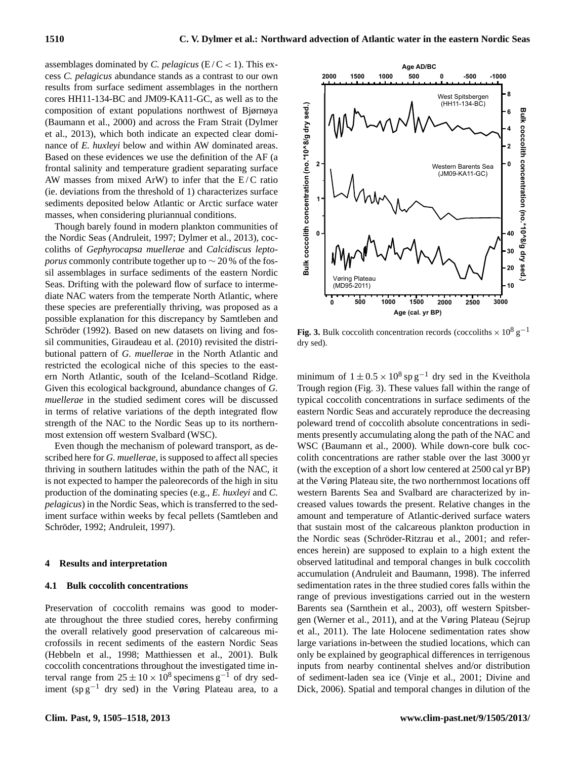assemblages dominated by *C. pelagicus* (E / C < 1). This excess *C. pelagicus* abundance stands as a contrast to our own results from surface sediment assemblages in the northern cores HH11-134-BC and JM09-KA11-GC, as well as to the composition of extant populations northwest of Bjørnøya (Baumann et al., 2000) and across the Fram Strait (Dylmer et al., 2013), which both indicate an expected clear dominance of *E. huxleyi* below and within AW dominated areas. Based on these evidences we use the definition of the AF (a frontal salinity and temperature gradient separating surface AW masses from mixed ArW) to infer that the E / C ratio (ie. deviations from the threshold of 1) characterizes surface sediments deposited below Atlantic or Arctic surface water masses, when considering pluriannual conditions.

Though barely found in modern plankton communities of the Nordic Seas (Andruleit, 1997; Dylmer et al., 2013), coccoliths of *Gephyrocapsa muellerae* and *Calcidiscus leptoporus* commonly contribute together up to ∼ 20 % of the fossil assemblages in surface sediments of the eastern Nordic Seas. Drifting with the poleward flow of surface to intermediate NAC waters from the temperate North Atlantic, where these species are preferentially thriving, was proposed as a possible explanation for this discrepancy by Samtleben and Schröder (1992). Based on new datasets on living and fossil communities, Giraudeau et al. (2010) revisited the distributional pattern of *G. muellerae* in the North Atlantic and restricted the ecological niche of this species to the eastern North Atlantic, south of the Iceland–Scotland Ridge. Given this ecological background, abundance changes of *G. muellerae* in the studied sediment cores will be discussed in terms of relative variations of the depth integrated flow strength of the NAC to the Nordic Seas up to its northernmost extension off western Svalbard (WSC).

Even though the mechanism of poleward transport, as described here for *G. muellerae*, is supposed to affect all species thriving in southern latitudes within the path of the NAC, it is not expected to hamper the paleorecords of the high in situ production of the dominating species (e.g., *E. huxleyi* and *C. pelagicus*) in the Nordic Seas, which is transferred to the sediment surface within weeks by fecal pellets (Samtleben and Schröder, 1992; Andruleit, 1997).

## 4 Results and interpretation

### 4.1 Bulk coccolith concentrations

Preservation of coccolith remains was good to moderate throughout the three studied cores, hereby confirming the overall relatively good preservation of calcareous microfossils in recent sediments of the eastern Nordic Seas (Hebbeln et al., 1998; Matthiessen et al., 2001). Bulk coccolith concentrations throughout the investigated time interval range from $25 \pm 10 \times 10^8$ specimens $g^{-1}$ of dry sediment (sp $g^{-1}$ dry sed) in the Vøring Plateau area, to a minimum of $1 \pm 0.5 \times 10^8$ sp $g^{-1}$ dry sed in the Kveithola Trough region (Fig. 3). These values fall within the range of typical coccolith concentrations in surface sediments of the eastern Nordic Seas and accurately reproduce the decreasing poleward trend of coccolith absolute concentrations in sediments presently accumulating along the path of the NAC and WSC (Baumann et al., 2000). While down-core bulk coccolith concentrations are rather stable over the last 3000 yr (with the exception of a short low centered at 2500 cal yr BP) at the Vøring Plateau site, the two northernmost locations off western Barents Sea and Svalbard are characterized by increased values towards the present. Relative changes in the amount and temperature of Atlantic-derived surface waters that sustain most of the calcareous plankton production in the Nordic seas (Schröder-Ritzrau et al., 2001; and references herein) are supposed to explain to a high extent the observed latitudinal and temporal changes in bulk coccolith accumulation (Andruleit and Baumann, 1998). The inferred sedimentation rates in the three studied cores falls within the range of previous investigations carried out in the western Barents sea (Sarnthein et al., 2003), off western Spitsbergen (Werner et al., 2011), and at the Vøring Plateau (Sejrup et al., 2011). The late Holocene sedimentation rates show large variations in-between the studied locations, which can only be explained by geographical differences in terrigenous inputs from nearby continental shelves and/or distribution of sediment-laden sea ice (Vinje et al., 2001; Divine and Dick, 2006). Spatial and temporal changes in dilution of the

**Fig. 3.** Bulk coccolith concentration records (coccoliths $\times 10^8$ $g^{-1}$ dry sed).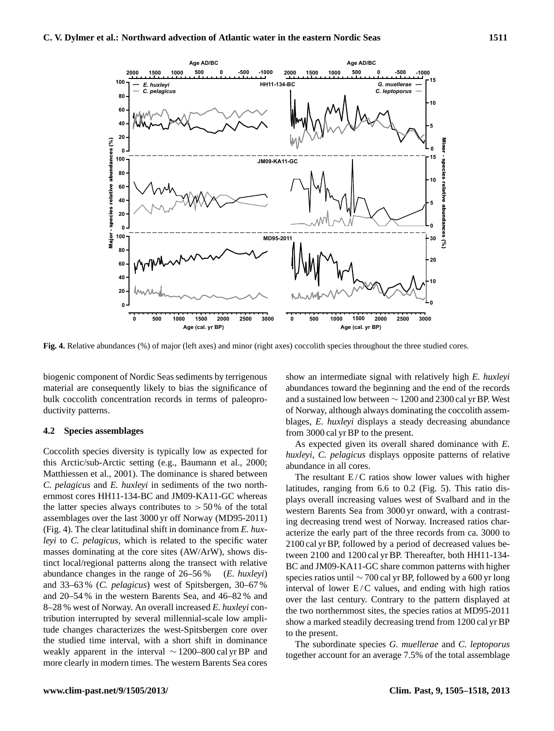**Fig. 4.** Relative abundances (%) of major (left axes) and minor (right axes) coccolith species throughout the three studied cores.

biogenic component of Nordic Seas sediments by terrigenous material are consequently likely to bias the significance of bulk coccolith concentration records in terms of paleoproductivity patterns.

### 4.2 Species assemblages

Coccolith species diversity is typically low as expected for this Arctic/sub-Arctic setting (e.g., Baumann et al., 2000; Matthiessen et al., 2001). The dominance is shared between *C. pelagicus* and *E. huxleyi* in sediments of the two northernmost cores HH11-134-BC and JM09-KA11-GC whereas the latter species always contributes to > 50 % of the total assemblages over the last 3000 yr off Norway (MD95-2011) (Fig. 4). The clear latitudinal shift in dominance from *E. huxleyi* to *C. pelagicus*, which is related to the specific water masses dominating at the core sites (AW/ArW), shows distinct local/regional patterns along the transect with relative abundance changes in the range of 26–56 % (*E. huxleyi*) and 33–63 % (*C. pelagicus*) west of Spitsbergen, 30–67 % and 20–54 % in the western Barents Sea, and 46–82 % and 8–28 % west of Norway. An overall increased *E. huxleyi* contribution interrupted by several millennial-scale low amplitude changes characterizes the west-Spitsbergen core over the studied time interval, with a short shift in dominance weakly apparent in the interval ~1200–800 cal yr BP and more clearly in modern times. The western Barents Sea cores show an intermediate signal with relatively high *E. huxleyi* abundances toward the beginning and the end of the records and a sustained low between ~1200 and 2300 cal yr BP. West of Norway, although always dominating the coccolith assemblages, *E. huxleyi* displays a steady decreasing abundance from 3000 cal yr BP to the present.

As expected given its overall shared dominance with *E. huxleyi*, *C. pelagicus* displays opposite patterns of relative abundance in all cores.

The resultant E / C ratios show lower values with higher latitudes, ranging from 6.6 to 0.2 (Fig. 5). This ratio displays overall increasing values west of Svalbard and in the western Barents Sea from 3000 yr onward, with a contrasting decreasing trend west of Norway. Increased ratios characterize the early part of the three records from ca. 3000 to 2100 cal yr BP, followed by a period of decreased values between 2100 and 1200 cal yr BP. Thereafter, both HH11-134-BC and JM09-KA11-GC share common patterns with higher species ratios until ~700 cal yr BP, followed by a 600 yr long interval of lower E / C values, and ending with high ratios over the last century. Contrary to the pattern displayed at the two northernmost sites, the species ratios at MD95-2011 show a marked steadily decreasing trend from 1200 cal yr BP to the present.

The subordinate species *G. muellerae* and *C. leptoporus* together account for an average 7.5% of the total assemblage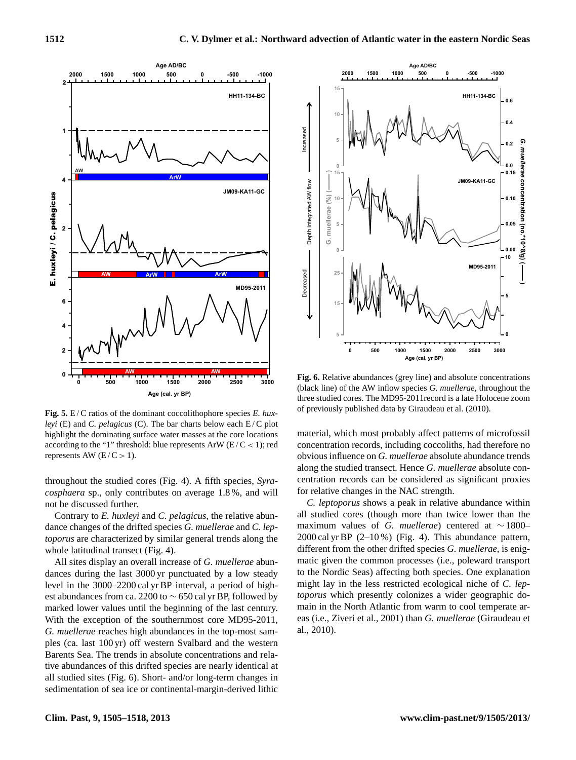**Fig. 5.** E / C ratios of the dominant coccolithophore species *E. huxleyi* (E) and *C. pelagicus* (C). The bar charts below each E / C plot highlight the dominating surface water masses at the core locations according to the "1" threshold: blue represents ArW (E / C < 1); red represents AW (E / C > 1).

**Fig. 6.** Relative abundances (grey line) and absolute concentrations (black line) of the AW inflow species *G. muellerae*, throughout the three studied cores. The MD95-2011record is a late Holocene zoom of previously published data by Giraudeau et al. (2010).

throughout the studied cores (Fig. 4). A fifth species, *Syracosphaera* sp., only contributes on average 1.8 %, and will not be discussed further.

Contrary to *E. huxleyi* and *C. pelagicus*, the relative abundance changes of the drifted species *G. muellerae* and *C. leptoporus* are characterized by similar general trends along the whole latitudinal transect (Fig. 4).

All sites display an overall increase of *G. muellerae* abundances during the last 3000 yr punctuated by a low steady level in the 3000–2200 cal yr BP interval, a period of highest abundances from ca. 2200 to ∼ 650 cal yr BP, followed by marked lower values until the beginning of the last century. With the exception of the southernmost core MD95-2011, *G. muellerae* reaches high abundances in the top-most samples (ca. last 100 yr) off western Svalbard and the western Barents Sea. The trends in absolute concentrations and relative abundances of this drifted species are nearly identical at all studied sites (Fig. 6). Short- and/or long-term changes in sedimentation of sea ice or continental-margin-derived lithic material, which most probably affect patterns of microfossil concentration records, including coccoliths, had therefore no obvious influence on *G. muellerae* absolute abundance trends along the studied transect. Hence *G. muellerae* absolute concentration records can be considered as significant proxies for relative changes in the NAC strength.

*C. leptoporus* shows a peak in relative abundance within all studied cores (though more than twice lower than the maximum values of *G. muellerae*) centered at ∼ 1800–2000 cal yr BP (2–10 %) (Fig. 4). This abundance pattern, different from the other drifted species *G. muellerae*, is enigmatic given the common processes (i.e., poleward transport to the Nordic Seas) affecting both species. One explanation might lay in the less restricted ecological niche of *C. leptoporus* which presently colonizes a wider geographic domain in the North Atlantic from warm to cool temperate areas (i.e., Ziveri et al., 2001) than *G. muellerae* (Giraudeau et al., 2010).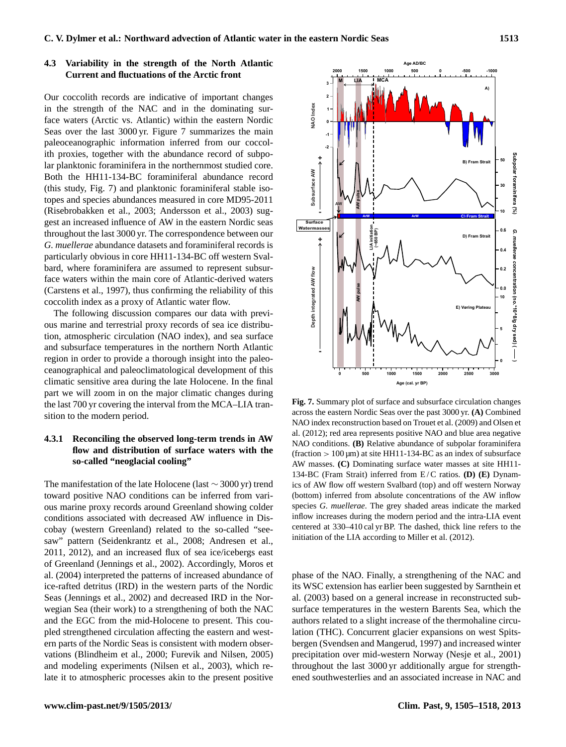### 4.3 Variability in the strength of the North Atlantic Current and fluctuations of the Arctic front

Our coccolith records are indicative of important changes in the strength of the NAC and in the dominating surface waters (Arctic vs. Atlantic) within the eastern Nordic Seas over the last 3000 yr. Figure 7 summarizes the main paleoceanographic information inferred from our coccolith proxies, together with the abundance record of subpolar planktonic foraminifera in the northernmost studied core. Both the HH11-134-BC foraminiferal abundance record (this study, Fig. 7) and planktonic foraminiferal stable isotopes and species abundances measured in core MD95-2011 (Risebrobakken et al., 2003; Andersson et al., 2003) suggest an increased influence of AW in the eastern Nordic seas throughout the last 3000 yr. The correspondence between our *G. muellerae* abundance datasets and foraminiferal records is particularly obvious in core HH11-134-BC off western Svalbard, where foraminifera are assumed to represent subsurface waters within the main core of Atlantic-derived waters (Carstens et al., 1997), thus confirming the reliability of this coccolith index as a proxy of Atlantic water flow.

The following discussion compares our data with previous marine and terrestrial proxy records of sea ice distribution, atmospheric circulation (NAO index), and sea surface and subsurface temperatures in the northern North Atlantic region in order to provide a thorough insight into the paleoceanographical and paleoclimatological development of this climatic sensitive area during the late Holocene. In the final part we will zoom in on the major climatic changes during the last 700 yr covering the interval from the MCA–LIA transition to the modern period.

#### 4.3.1 Reconciling the observed long-term trends in AW flow and distribution of surface waters with the so-called "neoglacial cooling"

The manifestation of the late Holocene (last $\sim 3000$ yr) trend toward positive NAO conditions can be inferred from various marine proxy records around Greenland showing colder conditions associated with decreased AW influence in Discobay (western Greenland) related to the so-called "seesaw" pattern (Seidenkrantz et al., 2008; Andresen et al., 2011, 2012), and an increased flux of sea ice/icebergs east of Greenland (Jennings et al., 2002). Accordingly, Moros et al. (2004) interpreted the patterns of increased abundance of ice-rafted detritus (IRD) in the western parts of the Nordic Seas (Jennings et al., 2002) and decreased IRD in the Norwegian Sea (their work) to a strengthening of both the NAC and the EGC from the mid-Holocene to present. This coupled strengthened circulation affecting the eastern and western parts of the Nordic Seas is consistent with modern observations (Blindheim et al., 2000; Furevik and Nilsen, 2005) and modeling experiments (Nilsen et al., 2003), which relate it to atmospheric processes akin to the present positive phase of the NAO. Finally, a strengthening of the NAC and its WSC extension has earlier been suggested by Sarnthein et al. (2003) based on a general increase in reconstructed subsurface temperatures in the western Barents Sea, which the authors related to a slight increase of the thermohaline circulation (THC). Concurrent glacier expansions on west Spitsbergen (Svendsen and Mangerud, 1997) and increased winter precipitation over mid-western Norway (Nesje et al., 2001) throughout the last 3000 yr additionally argue for strengthened southwesterlies and an associated increase in NAC and

**Fig. 7.** Summary plot of surface and subsurface circulation changes across the eastern Nordic Seas over the past 3000 yr. **(A)** Combined NAO index reconstruction based on Trouet et al. (2009) and Olsen et al. (2012); red area represents positive NAO and blue area negative NAO conditions. **(B)** Relative abundance of subpolar foraminifera (fraction $> 100$ µm) at site HH11-134-BC as an index of subsurface AW masses. **(C)** Dominating surface water masses at site HH11-134-BC (Fram Strait) inferred from E / C ratios. **(D) (E)** Dynamics of AW flow off western Svalbard (top) and off western Norway (bottom) inferred from absolute concentrations of the AW inflow species *G. muellerae*. The grey shaded areas indicate the marked inflow increases during the modern period and the intra-LIA event centered at 330–410 cal yr BP. The dashed, thick line refers to the initiation of the LIA according to Miller et al. (2012).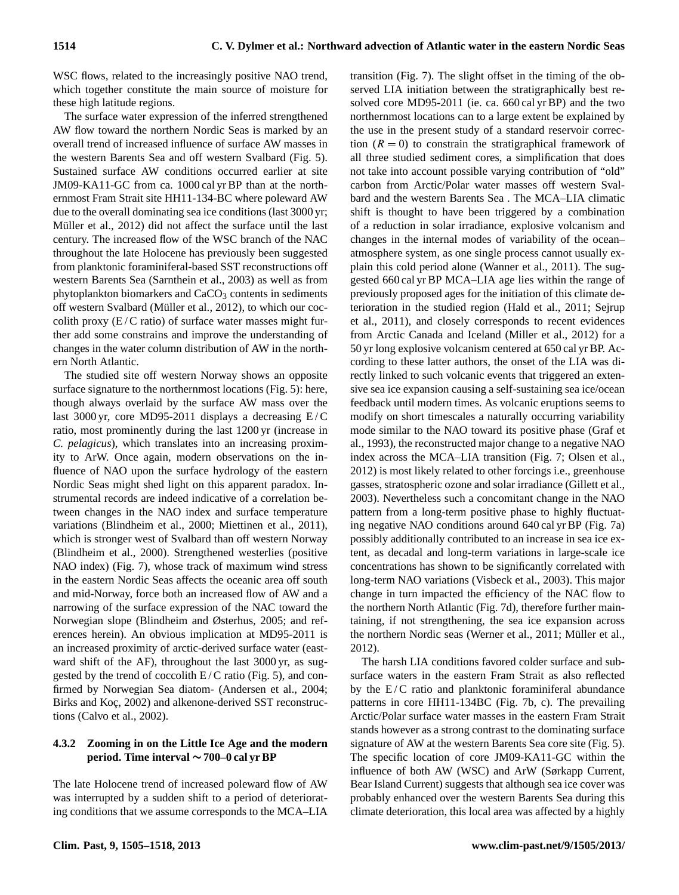WSC flows, related to the increasingly positive NAO trend, which together constitute the main source of moisture for these high latitude regions.

The surface water expression of the inferred strengthened AW flow toward the northern Nordic Seas is marked by an overall trend of increased influence of surface AW masses in the western Barents Sea and off western Svalbard (Fig. 5). Sustained surface AW conditions occurred earlier at site JM09-KA11-GC from ca. 1000 cal yr BP than at the northernmost Fram Strait site HH11-134-BC where poleward AW due to the overall dominating sea ice conditions (last 3000 yr; Müller et al., 2012) did not affect the surface until the last century. The increased flow of the WSC branch of the NAC throughout the late Holocene has previously been suggested from planktonic foraminiferal-based SST reconstructions off western Barents Sea (Sarnthein et al., 2003) as well as from phytoplankton biomarkers and $CaCO_3$ contents in sediments off western Svalbard (Müller et al., 2012), to which our coccolith proxy (E / C ratio) of surface water masses might further add some constrains and improve the understanding of changes in the water column distribution of AW in the northern North Atlantic.

The studied site off western Norway shows an opposite surface signature to the northernmost locations (Fig. 5): here, though always overlaid by the surface AW mass over the last 3000 yr, core MD95-2011 displays a decreasing E / C ratio, most prominently during the last 1200 yr (increase in *C. pelagicus*), which translates into an increasing proximity to ArW. Once again, modern observations on the influence of NAO upon the surface hydrology of the eastern Nordic Seas might shed light on this apparent paradox. Instrumental records are indeed indicative of a correlation between changes in the NAO index and surface temperature variations (Blindheim et al., 2000; Miettinen et al., 2011), which is stronger west of Svalbard than off western Norway (Blindheim et al., 2000). Strengthened westerlies (positive NAO index) (Fig. 7), whose track of maximum wind stress in the eastern Nordic Seas affects the oceanic area off south and mid-Norway, force both an increased flow of AW and a narrowing of the surface expression of the NAC toward the Norwegian slope (Blindheim and Østerhus, 2005; and references herein). An obvious implication at MD95-2011 is an increased proximity of arctic-derived surface water (eastward shift of the AF), throughout the last 3000 yr, as suggested by the trend of coccolith E / C ratio (Fig. 5), and confirmed by Norwegian Sea diatom- (Andersen et al., 2004; Birks and Koç, 2002) and alkenone-derived SST reconstructions (Calvo et al., 2002).

#### 4.3.2 Zooming in on the Little Ice Age and the modern period. Time interval ∼ 700–0 cal yr BP

The late Holocene trend of increased poleward flow of AW was interrupted by a sudden shift to a period of deteriorating conditions that we assume corresponds to the MCA–LIA transition (Fig. 7). The slight offset in the timing of the observed LIA initiation between the stratigraphically best resolved core MD95-2011 (ie. ca. 660 cal yr BP) and the two northernmost locations can to a large extent be explained by the use in the present study of a standard reservoir correction ($R = 0$) to constrain the stratigraphical framework of all three studied sediment cores, a simplification that does not take into account possible varying contribution of "old" carbon from Arctic/Polar water masses off western Svalbard and the western Barents Sea . The MCA–LIA climatic shift is thought to have been triggered by a combination of a reduction in solar irradiance, explosive volcanism and changes in the internal modes of variability of the ocean–atmosphere system, as one single process cannot usually explain this cold period alone (Wanner et al., 2011). The suggested 660 cal yr BP MCA–LIA age lies within the range of previously proposed ages for the initiation of this climate deterioration in the studied region (Hald et al., 2011; Sejrup et al., 2011), and closely corresponds to recent evidences from Arctic Canada and Iceland (Miller et al., 2012) for a 50 yr long explosive volcanism centered at 650 cal yr BP. According to these latter authors, the onset of the LIA was directly linked to such volcanic events that triggered an extensive sea ice expansion causing a self-sustaining sea ice/ocean feedback until modern times. As volcanic eruptions seems to modify on short timescales a naturally occurring variability mode similar to the NAO toward its positive phase (Graf et al., 1993), the reconstructed major change to a negative NAO index across the MCA–LIA transition (Fig. 7; Olsen et al., 2012) is most likely related to other forcings i.e., greenhouse gasses, stratospheric ozone and solar irradiance (Gillett et al., 2003). Nevertheless such a concomitant change in the NAO pattern from a long-term positive phase to highly fluctuating negative NAO conditions around 640 cal yr BP (Fig. 7a) possibly additionally contributed to an increase in sea ice extent, as decadal and long-term variations in large-scale ice concentrations has shown to be significantly correlated with long-term NAO variations (Visbeck et al., 2003). This major change in turn impacted the efficiency of the NAC flow to the northern North Atlantic (Fig. 7d), therefore further maintaining, if not strengthening, the sea ice expansion across the northern Nordic seas (Werner et al., 2011; Müller et al., 2012).

The harsh LIA conditions favored colder surface and subsurface waters in the eastern Fram Strait as also reflected by the E / C ratio and planktonic foraminiferal abundance patterns in core HH11-134BC (Fig. 7b, c). The prevailing Arctic/Polar surface water masses in the eastern Fram Strait stands however as a strong contrast to the dominating surface signature of AW at the western Barents Sea core site (Fig. 5). The specific location of core JM09-KA11-GC within the influence of both AW (WSC) and ArW (Sørkapp Current, Bear Island Current) suggests that although sea ice cover was probably enhanced over the western Barents Sea during this climate deterioration, this local area was affected by a highly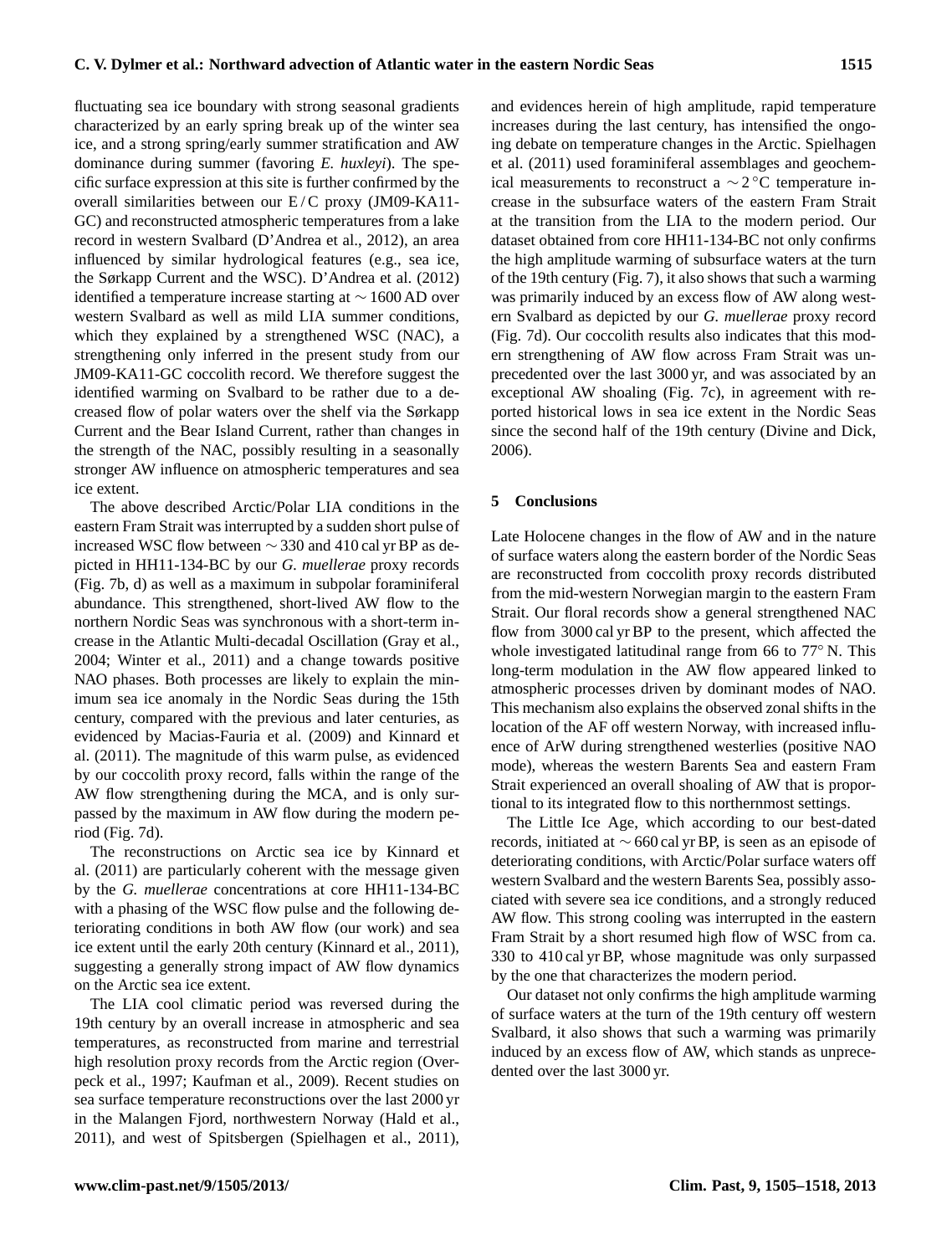fluctuating sea ice boundary with strong seasonal gradients characterized by an early spring break up of the winter sea ice, and a strong spring/early summer stratification and AW dominance during summer (favoring *E. huxleyi*). The specific surface expression at this site is further confirmed by the overall similarities between our E / C proxy (JM09-KA11-GC) and reconstructed atmospheric temperatures from a lake record in western Svalbard (D'Andrea et al., 2012), an area influenced by similar hydrological features (e.g., sea ice, the Sørkapp Current and the WSC). D'Andrea et al. (2012) identified a temperature increase starting at ∼ 1600 AD over western Svalbard as well as mild LIA summer conditions, which they explained by a strengthened WSC (NAC), a strengthening only inferred in the present study from our JM09-KA11-GC coccolith record. We therefore suggest the identified warming on Svalbard to be rather due to a decreased flow of polar waters over the shelf via the Sørkapp Current and the Bear Island Current, rather than changes in the strength of the NAC, possibly resulting in a seasonally stronger AW influence on atmospheric temperatures and sea ice extent.

The above described Arctic/Polar LIA conditions in the eastern Fram Strait was interrupted by a sudden short pulse of increased WSC flow between ∼ 330 and 410 cal yr BP as depicted in HH11-134-BC by our *G. muellerae* proxy records (Fig. 7b, d) as well as a maximum in subpolar foraminiferal abundance. This strengthened, short-lived AW flow to the northern Nordic Seas was synchronous with a short-term increase in the Atlantic Multi-decadal Oscillation (Gray et al., 2004; Winter et al., 2011) and a change towards positive NAO phases. Both processes are likely to explain the minimum sea ice anomaly in the Nordic Seas during the 15th century, compared with the previous and later centuries, as evidenced by Macias-Fauria et al. (2009) and Kinnard et al. (2011). The magnitude of this warm pulse, as evidenced by our coccolith proxy record, falls within the range of the AW flow strengthening during the MCA, and is only surpassed by the maximum in AW flow during the modern period (Fig. 7d).

The reconstructions on Arctic sea ice by Kinnard et al. (2011) are particularly coherent with the message given by the *G. muellerae* concentrations at core HH11-134-BC with a phasing of the WSC flow pulse and the following deteriorating conditions in both AW flow (our work) and sea ice extent until the early 20th century (Kinnard et al., 2011), suggesting a generally strong impact of AW flow dynamics on the Arctic sea ice extent.

The LIA cool climatic period was reversed during the 19th century by an overall increase in atmospheric and sea temperatures, as reconstructed from marine and terrestrial high resolution proxy records from the Arctic region (Overpeck et al., 1997; Kaufman et al., 2009). Recent studies on sea surface temperature reconstructions over the last 2000 yr in the Malangen Fjord, northwestern Norway (Hald et al., 2011), and west of Spitsbergen (Spielhagen et al., 2011), and evidences herein of high amplitude, rapid temperature increases during the last century, has intensified the ongoing debate on temperature changes in the Arctic. Spielhagen et al. (2011) used foraminiferal assemblages and geochemical measurements to reconstruct a ∼ 2 °C temperature increase in the subsurface waters of the eastern Fram Strait at the transition from the LIA to the modern period. Our dataset obtained from core HH11-134-BC not only confirms the high amplitude warming of subsurface waters at the turn of the 19th century (Fig. 7), it also shows that such a warming was primarily induced by an excess flow of AW along western Svalbard as depicted by our *G. muellerae* proxy record (Fig. 7d). Our coccolith results also indicates that this modern strengthening of AW flow across Fram Strait was unprecedented over the last 3000 yr, and was associated by an exceptional AW shoaling (Fig. 7c), in agreement with reported historical lows in sea ice extent in the Nordic Seas since the second half of the 19th century (Divine and Dick, 2006).

## 5 Conclusions

Late Holocene changes in the flow of AW and in the nature of surface waters along the eastern border of the Nordic Seas are reconstructed from coccolith proxy records distributed from the mid-western Norwegian margin to the eastern Fram Strait. Our floral records show a general strengthened NAC flow from 3000 cal yr BP to the present, which affected the whole investigated latitudinal range from 66 to 77° N. This long-term modulation in the AW flow appeared linked to atmospheric processes driven by dominant modes of NAO. This mechanism also explains the observed zonal shifts in the location of the AF off western Norway, with increased influence of ArW during strengthened westerlies (positive NAO mode), whereas the western Barents Sea and eastern Fram Strait experienced an overall shoaling of AW that is proportional to its integrated flow to this northernmost settings.

The Little Ice Age, which according to our best-dated records, initiated at ∼ 660 cal yr BP, is seen as an episode of deteriorating conditions, with Arctic/Polar surface waters off western Svalbard and the western Barents Sea, possibly associated with severe sea ice conditions, and a strongly reduced AW flow. This strong cooling was interrupted in the eastern Fram Strait by a short resumed high flow of WSC from ca. 330 to 410 cal yr BP, whose magnitude was only surpassed by the one that characterizes the modern period.

Our dataset not only confirms the high amplitude warming of surface waters at the turn of the 19th century off western Svalbard, it also shows that such a warming was primarily induced by an excess flow of AW, which stands as unprecedented over the last 3000 yr.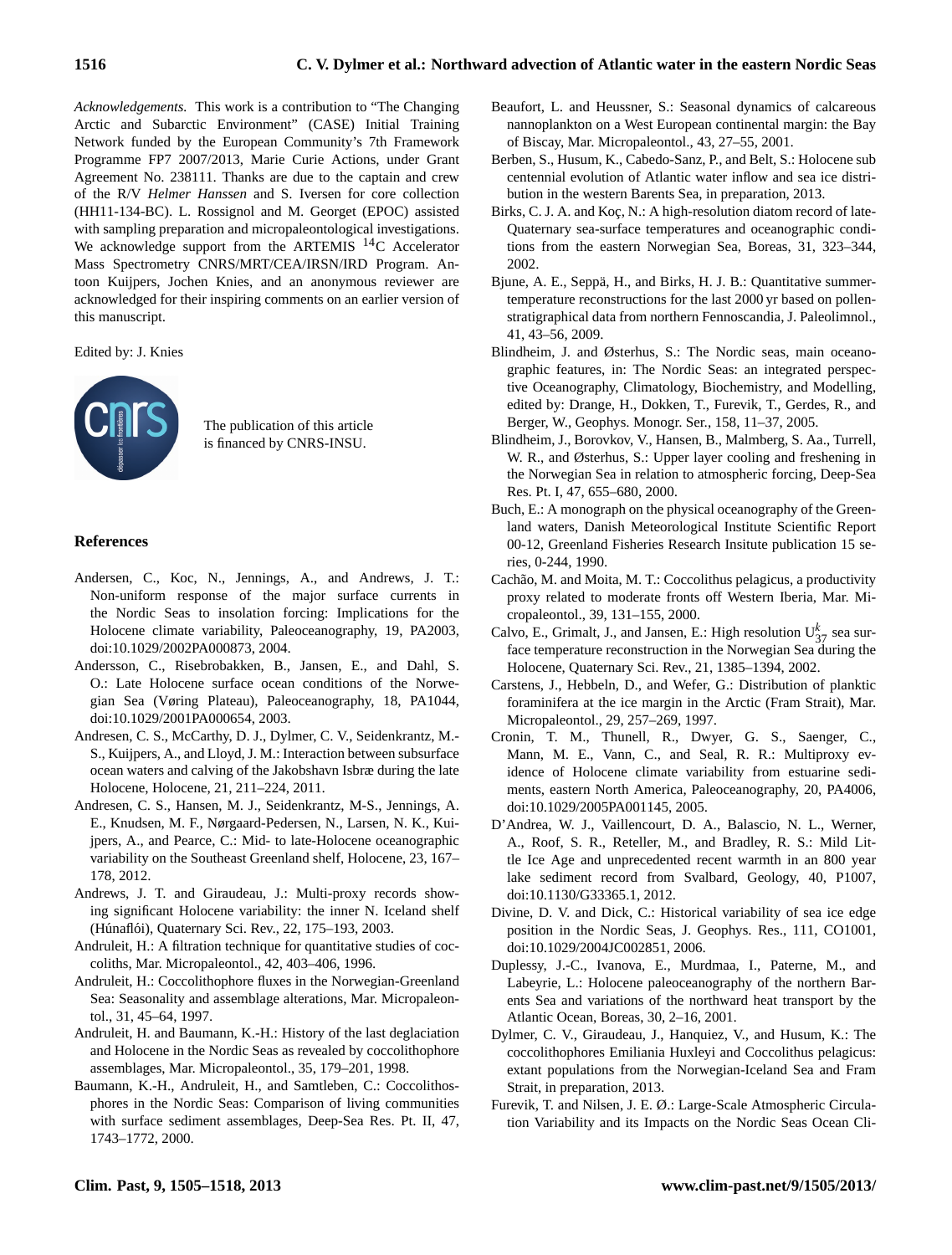*Acknowledgements.* This work is a contribution to "The Changing Arctic and Subarctic Environment" (CASE) Initial Training Network funded by the European Community's 7th Framework Programme FP7 2007/2013, Marie Curie Actions, under Grant Agreement No. 238111. Thanks are due to the captain and crew of the R/V *Helmer Hanssen* and S. Iversen for core collection (HH11-134-BC). L. Rossignol and M. Georget (EPOC) assisted with sampling preparation and micropaleontological investigations. We acknowledge support from the ARTEMIS $^{14}$C Accelerator Mass Spectrometry CNRS/MRT/CEA/IRSN/IRD Program. Antoon Kuijpers, Jochen Knies, and an anonymous reviewer are acknowledged for their inspiring comments on an earlier version of this manuscript.

Edited by: J. Knies

The publication of this article is financed by CNRS-INSU.

## References

Andersen, C., Koc, N., Jennings, A., and Andrews, J. T.: Non-uniform response of the major surface currents in the Nordic Seas to insolation forcing: Implications for the Holocene climate variability, Paleoceanography, 19, PA2003, doi:10.1029/2002PA000873, 2004.

Andersson, C., Risebrobakken, B., Jansen, E., and Dahl, S. O.: Late Holocene surface ocean conditions of the Norwegian Sea (Vøring Plateau), Paleoceanography, 18, PA1044, doi:10.1029/2001PA000654, 2003.

Andresen, C. S., McCarthy, D. J., Dylmer, C. V., Seidenkrantz, M.-S., Kuijpers, A., and Lloyd, J. M.: Interaction between subsurface ocean waters and calving of the Jakobshavn Isbræ during the late Holocene, Holocene, 21, 211–224, 2011.

Andresen, C. S., Hansen, M. J., Seidenkrantz, M-S., Jennings, A. E., Knudsen, M. F., Nørgaard-Pedersen, N., Larsen, N. K., Kuijpers, A., and Pearce, C.: Mid- to late-Holocene oceanographic variability on the Southeast Greenland shelf, Holocene, 23, 167–178, 2012.

Andrews, J. T. and Giraudeau, J.: Multi-proxy records showing significant Holocene variability: the inner N. Iceland shelf (Húnaflói), Quaternary Sci. Rev., 22, 175–193, 2003.

Andruleit, H.: A filtration technique for quantitative studies of coccoliths, Mar. Micropaleontol., 42, 403–406, 1996.

Andruleit, H.: Coccolithophore fluxes in the Norwegian-Greenland Sea: Seasonality and assemblage alterations, Mar. Micropaleontol., 31, 45–64, 1997.

Andruleit, H. and Baumann, K.-H.: History of the last deglaciation and Holocene in the Nordic Seas as revealed by coccolithophore assemblages, Mar. Micropaleontol., 35, 179–201, 1998.

Baumann, K.-H., Andruleit, H., and Samtleben, C.: Coccolithosphores in the Nordic Seas: Comparison of living communities with surface sediment assemblages, Deep-Sea Res. Pt. II, 47, 1743–1772, 2000.

Beaufort, L. and Heussner, S.: Seasonal dynamics of calcareous nannoplankton on a West European continental margin: the Bay of Biscay, Mar. Micropaleontol., 43, 27–55, 2001.

Berben, S., Husum, K., Cabedo-Sanz, P., and Belt, S.: Holocene sub centennial evolution of Atlantic water inflow and sea ice distribution in the western Barents Sea, in preparation, 2013.

Birks, C. J. A. and Koç, N.: A high-resolution diatom record of late-Quaternary sea-surface temperatures and oceanographic conditions from the eastern Norwegian Sea, Boreas, 31, 323–344, 2002.

Bjune, A. E., Seppä, H., and Birks, H. J. B.: Quantitative summer-temperature reconstructions for the last 2000 yr based on pollen-stratigraphical data from northern Fennoscandia, J. Paleolimnol., 41, 43–56, 2009.

Blindheim, J. and Østerhus, S.: The Nordic seas, main oceanographic features, in: The Nordic Seas: an integrated perspective Oceanography, Climatology, Biochemistry, and Modelling, edited by: Drange, H., Dokken, T., Furevik, T., Gerdes, R., and Berger, W., Geophys. Monogr. Ser., 158, 11–37, 2005.

Blindheim, J., Borovkov, V., Hansen, B., Malmberg, S. Aa., Turrell, W. R., and Østerhus, S.: Upper layer cooling and freshening in the Norwegian Sea in relation to atmospheric forcing, Deep-Sea Res. Pt. I, 47, 655–680, 2000.

Buch, E.: A monograph on the physical oceanography of the Greenland waters, Danish Meteorological Institute Scientific Report 00-12, Greenland Fisheries Research Insitute publication 15 series, 0-244, 1990.

Cachão, M. and Moita, M. T.: Coccolithus pelagicus, a productivity proxy related to moderate fronts off Western Iberia, Mar. Micropaleontol., 39, 131–155, 2000.

Calvo, E., Grimalt, J., and Jansen, E.: High resolution $U^{k}_{37}$ sea surface temperature reconstruction in the Norwegian Sea during the Holocene, Quaternary Sci. Rev., 21, 1385–1394, 2002.

Carstens, J., Hebbeln, D., and Wefer, G.: Distribution of planktic foraminifera at the ice margin in the Arctic (Fram Strait), Mar. Micropaleontol., 29, 257–269, 1997.

Cronin, T. M., Thunell, R., Dwyer, G. S., Saenger, C., Mann, M. E., Vann, C., and Seal, R. R.: Multiproxy evidence of Holocene climate variability from estuarine sediments, eastern North America, Paleoceanography, 20, PA4006, doi:10.1029/2005PA001145, 2005.

D'Andrea, W. J., Vaillencourt, D. A., Balascio, N. L., Werner, A., Roof, S. R., Reteller, M., and Bradley, R. S.: Mild Little Ice Age and unprecedented recent warmth in an 800 year lake sediment record from Svalbard, Geology, 40, P1007, doi:10.1130/G33365.1, 2012.

Divine, D. V. and Dick, C.: Historical variability of sea ice edge position in the Nordic Seas, J. Geophys. Res., 111, CO1001, doi:10.1029/2004JC002851, 2006.

Duplessy, J.-C., Ivanova, E., Murdmaa, I., Paterne, M., and Labeyrie, L.: Holocene paleoceanography of the northern Barents Sea and variations of the northward heat transport by the Atlantic Ocean, Boreas, 30, 2–16, 2001.

Dylmer, C. V., Giraudeau, J., Hanquiez, V., and Husum, K.: The coccolithophores Emiliania Huxleyi and Coccolithus pelagicus: extant populations from the Norwegian-Iceland Sea and Fram Strait, in preparation, 2013.

Furevik, T. and Nilsen, J. E. Ø.: Large-Scale Atmospheric Circulation Variability and its Impacts on the Nordic Seas Ocean Cli-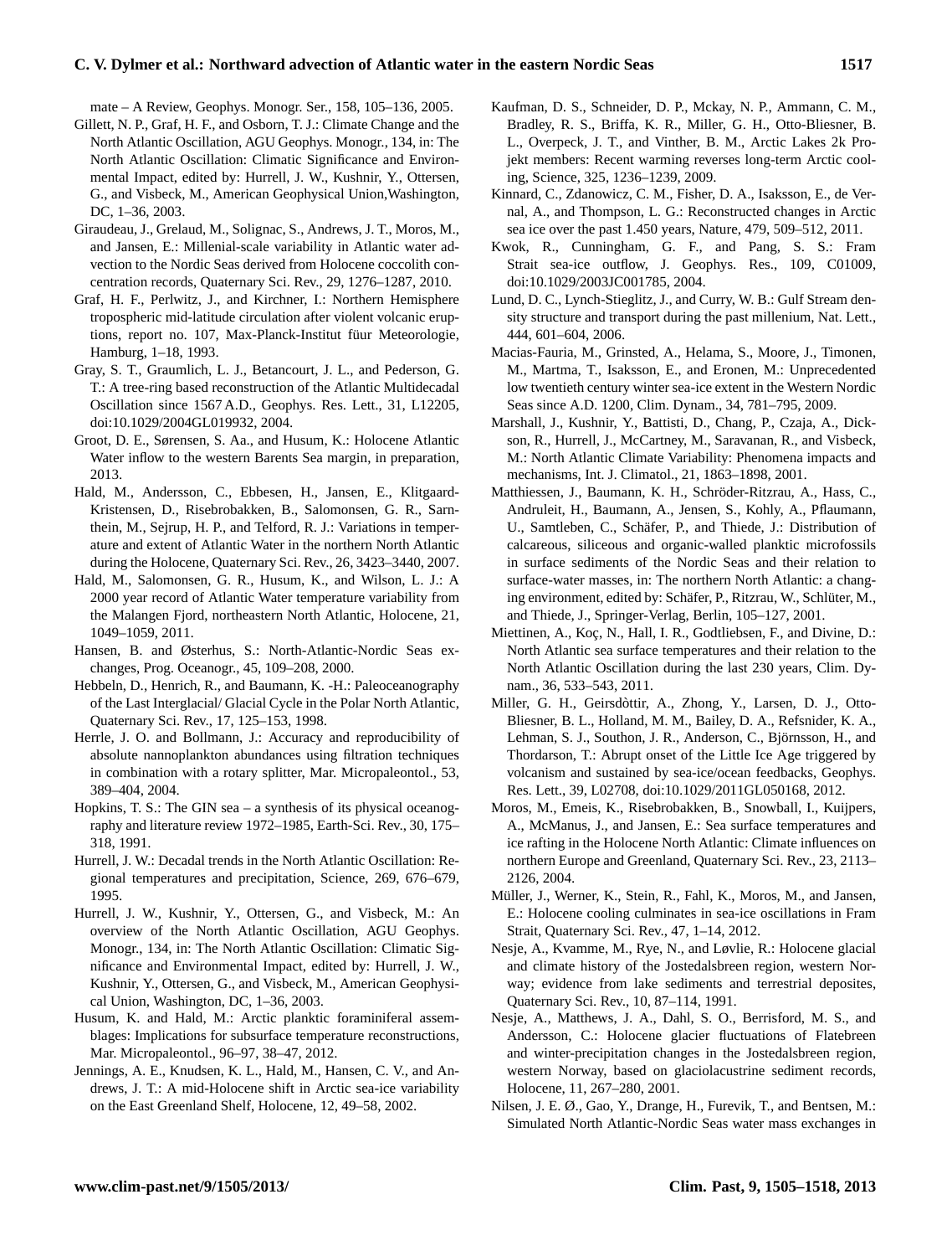mate – A Review, Geophys. Monogr. Ser., 158, 105–136, 2005.

Gillett, N. P., Graf, H. F., and Osborn, T. J.: Climate Change and the North Atlantic Oscillation, AGU Geophys. Monogr., 134, in: The North Atlantic Oscillation: Climatic Significance and Environmental Impact, edited by: Hurrell, J. W., Kushnir, Y., Ottersen, G., and Visbeck, M., American Geophysical Union,Washington, DC, 1–36, 2003.

Giraudeau, J., Grelaud, M., Solignac, S., Andrews, J. T., Moros, M., and Jansen, E.: Millenial-scale variability in Atlantic water advection to the Nordic Seas derived from Holocene coccolith concentration records, Quaternary Sci. Rev., 29, 1276–1287, 2010.

Graf, H. F., Perlwitz, J., and Kirchner, I.: Northern Hemisphere tropospheric mid-latitude circulation after violent volcanic eruptions, report no. 107, Max-Planck-Institut füur Meteorologie, Hamburg, 1–18, 1993.

Gray, S. T., Graumlich, L. J., Betancourt, J. L., and Pederson, G. T.: A tree-ring based reconstruction of the Atlantic Multidecadal Oscillation since 1567 A.D., Geophys. Res. Lett., 31, L12205, doi:10.1029/2004GL019932, 2004.

Groot, D. E., Sørensen, S. Aa., and Husum, K.: Holocene Atlantic Water inflow to the western Barents Sea margin, in preparation, 2013.

Hald, M., Andersson, C., Ebbesen, H., Jansen, E., Klitgaard-Kristensen, D., Risebrobakken, B., Salomonsen, G. R., Sarnthein, M., Sejrup, H. P., and Telford, R. J.: Variations in temperature and extent of Atlantic Water in the northern North Atlantic during the Holocene, Quaternary Sci. Rev., 26, 3423–3440, 2007.

Hald, M., Salomonsen, G. R., Husum, K., and Wilson, L. J.: A 2000 year record of Atlantic Water temperature variability from the Malangen Fjord, northeastern North Atlantic, Holocene, 21, 1049–1059, 2011.

Hansen, B. and Østerhus, S.: North-Atlantic-Nordic Seas exchanges, Prog. Oceanogr., 45, 109–208, 2000.

Hebbeln, D., Henrich, R., and Baumann, K. -H.: Paleoceanography of the Last Interglacial/ Glacial Cycle in the Polar North Atlantic, Quaternary Sci. Rev., 17, 125–153, 1998.

Herrle, J. O. and Bollmann, J.: Accuracy and reproducibility of absolute nannoplankton abundances using filtration techniques in combination with a rotary splitter, Mar. Micropaleontol., 53, 389–404, 2004.

Hopkins, T. S.: The GIN sea – a synthesis of its physical oceanography and literature review 1972–1985, Earth-Sci. Rev., 30, 175–318, 1991.

Hurrell, J. W.: Decadal trends in the North Atlantic Oscillation: Regional temperatures and precipitation, Science, 269, 676–679, 1995.

Hurrell, J. W., Kushnir, Y., Ottersen, G., and Visbeck, M.: An overview of the North Atlantic Oscillation, AGU Geophys. Monogr., 134, in: The North Atlantic Oscillation: Climatic Significance and Environmental Impact, edited by: Hurrell, J. W., Kushnir, Y., Ottersen, G., and Visbeck, M., American Geophysical Union, Washington, DC, 1–36, 2003.

Husum, K. and Hald, M.: Arctic planktic foraminiferal assemblages: Implications for subsurface temperature reconstructions, Mar. Micropaleontol., 96–97, 38–47, 2012.

Jennings, A. E., Knudsen, K. L., Hald, M., Hansen, C. V., and Andrews, J. T.: A mid-Holocene shift in Arctic sea-ice variability on the East Greenland Shelf, Holocene, 12, 49–58, 2002.

Kaufman, D. S., Schneider, D. P., Mckay, N. P., Ammann, C. M., Bradley, R. S., Briffa, K. R., Miller, G. H., Otto-Bliesner, B. L., Overpeck, J. T., and Vinther, B. M., Arctic Lakes 2k Projekt members: Recent warming reverses long-term Arctic cooling, Science, 325, 1236–1239, 2009.

Kinnard, C., Zdanowicz, C. M., Fisher, D. A., Isaksson, E., de Vernal, A., and Thompson, L. G.: Reconstructed changes in Arctic sea ice over the past 1.450 years, Nature, 479, 509–512, 2011.

Kwok, R., Cunningham, G. F., and Pang, S. S.: Fram Strait sea-ice outflow, J. Geophys. Res., 109, C01009, doi:10.1029/2003JC001785, 2004.

Lund, D. C., Lynch-Stieglitz, J., and Curry, W. B.: Gulf Stream density structure and transport during the past millenium, Nat. Lett., 444, 601–604, 2006.

Macias-Fauria, M., Grinsted, A., Helama, S., Moore, J., Timonen, M., Martma, T., Isaksson, E., and Eronen, M.: Unprecedented low twentieth century winter sea-ice extent in the Western Nordic Seas since A.D. 1200, Clim. Dynam., 34, 781–795, 2009.

Marshall, J., Kushnir, Y., Battisti, D., Chang, P., Czaja, A., Dickson, R., Hurrell, J., McCartney, M., Saravanan, R., and Visbeck, M.: North Atlantic Climate Variability: Phenomena impacts and mechanisms, Int. J. Climatol., 21, 1863–1898, 2001.

Matthiessen, J., Baumann, K. H., Schröder-Ritzrau, A., Hass, C., Andruleit, H., Baumann, A., Jensen, S., Kohly, A., Pflaumann, U., Samtleben, C., Schäfer, P., and Thiede, J.: Distribution of calcareous, siliceous and organic-walled planktic microfossils in surface sediments of the Nordic Seas and their relation to surface-water masses, in: The northern North Atlantic: a changing environment, edited by: Schäfer, P., Ritzrau, W., Schlüter, M., and Thiede, J., Springer-Verlag, Berlin, 105–127, 2001.

Miettinen, A., Koç, N., Hall, I. R., Godtliebsen, F., and Divine, D.: North Atlantic sea surface temperatures and their relation to the North Atlantic Oscillation during the last 230 years, Clim. Dynam., 36, 533–543, 2011.

Miller, G. H., Geirsdòttir, A., Zhong, Y., Larsen, D. J., Otto-Bliesner, B. L., Holland, M. M., Bailey, D. A., Refsnider, K. A., Lehman, S. J., Southon, J. R., Anderson, C., Björnsson, H., and Thordarson, T.: Abrupt onset of the Little Ice Age triggered by volcanism and sustained by sea-ice/ocean feedbacks, Geophys. Res. Lett., 39, L02708, doi:10.1029/2011GL050168, 2012.

Moros, M., Emeis, K., Risebrobakken, B., Snowball, I., Kuijpers, A., McManus, J., and Jansen, E.: Sea surface temperatures and ice rafting in the Holocene North Atlantic: Climate influences on northern Europe and Greenland, Quaternary Sci. Rev., 23, 2113–2126, 2004.

Müller, J., Werner, K., Stein, R., Fahl, K., Moros, M., and Jansen, E.: Holocene cooling culminates in sea-ice oscillations in Fram Strait, Quaternary Sci. Rev., 47, 1–14, 2012.

Nesje, A., Kvamme, M., Rye, N., and Løvlie, R.: Holocene glacial and climate history of the Jostedalsbreen region, western Norway; evidence from lake sediments and terrestrial deposites, Quaternary Sci. Rev., 10, 87–114, 1991.

Nesje, A., Matthews, J. A., Dahl, S. O., Berrisford, M. S., and Andersson, C.: Holocene glacier fluctuations of Flatebreen and winter-precipitation changes in the Jostedalsbreen region, western Norway, based on glaciolacustrine sediment records, Holocene, 11, 267–280, 2001.

Nilsen, J. E. Ø., Gao, Y., Drange, H., Furevik, T., and Bentsen, M.: Simulated North Atlantic-Nordic Seas water mass exchanges in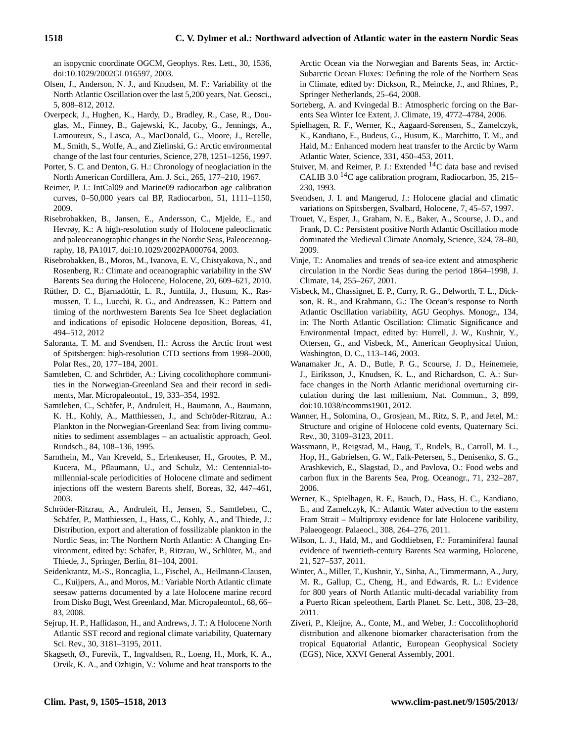an isopycnic coordinate OGCM, Geophys. Res. Lett., 30, 1536, doi:10.1029/2002GL016597, 2003.

Olsen, J., Anderson, N. J., and Knudsen, M. F.: Variability of the North Atlantic Oscillation over the last 5,200 years, Nat. Geosci., 5, 808–812, 2012.

Overpeck, J., Hughen, K., Hardy, D., Bradley, R., Case, R., Douglas, M., Finney, B., Gajewski, K., Jacoby, G., Jennings, A., Lamoureux, S., Lasca, A., MacDonald, G., Moore, J., Retelle, M., Smith, S., Wolfe, A., and Zielinski, G.: Arctic environmental change of the last four centuries, Science, 278, 1251–1256, 1997.

Porter, S. C. and Denton, G. H.: Chronology of neoglaciation in the North American Cordillera, Am. J. Sci., 265, 177–210, 1967.

Reimer, P. J.: IntCal09 and Marine09 radiocarbon age calibration curves, 0–50,000 years cal BP, Radiocarbon, 51, 1111–1150, 2009.

Risebrobakken, B., Jansen, E., Andersson, C., Mjelde, E., and Hevrøy, K.: A high-resolution study of Holocene paleoclimatic and paleoceanographic changes in the Nordic Seas, Paleoceanography, 18, PA1017, doi:10.1029/2002PA000764, 2003.

Risebrobakken, B., Moros, M., Ivanova, E. V., Chistyakova, N., and Rosenberg, R.: Climate and oceanographic variability in the SW Barents Sea during the Holocene, Holocene, 20, 609–621, 2010.

Rüther, D. C., Bjarnadòttir, L. R., Junttila, J., Husum, K., Rasmussen, T. L., Lucchi, R. G., and Andreassen, K.: Pattern and timing of the northwestern Barents Sea Ice Sheet deglaciation and indications of episodic Holocene deposition, Boreas, 41, 494–512, 2012

Saloranta, T. M. and Svendsen, H.: Across the Arctic front west of Spitsbergen: high-resolution CTD sections from 1998–2000, Polar Res., 20, 177–184, 2001.

Samtleben, C. and Schröder, A.: Living cocolithophore communities in the Norwegian-Greenland Sea and their record in sediments, Mar. Micropaleontol., 19, 333–354, 1992.

Samtleben, C., Schäfer, P., Andruleit, H., Baumann, A., Baumann, K. H., Kohly, A., Matthiessen, J., and Schröder-Ritzrau, A.: Plankton in the Norwegian-Greenland Sea: from living communities to sediment assemblages – an actualistic approach, Geol. Rundsch., 84, 108–136, 1995.

Sarnthein, M., Van Kreveld, S., Erlenkeuser, H., Grootes, P. M., Kucera, M., Pflaumann, U., and Schulz, M.: Centennial-to-millennial-scale periodicities of Holocene climate and sediment injections off the western Barents shelf, Boreas, 32, 447–461, 2003.

Schröder-Ritzrau, A., Andruleit, H., Jensen, S., Samtleben, C., Schäfer, P., Matthiessen, J., Hass, C., Kohly, A., and Thiede, J.: Distribution, export and alteration of fossilizable plankton in the Nordic Seas, in: The Northern North Atlantic: A Changing Environment, edited by: Schäfer, P., Ritzrau, W., Schlüter, M., and Thiede, J., Springer, Berlin, 81–104, 2001.

Seidenkrantz, M.-S., Roncaglia, L., Fischel, A., Heilmann-Clausen, C., Kuijpers, A., and Moros, M.: Variable North Atlantic climate seesaw patterns documented by a late Holocene marine record from Disko Bugt, West Greenland, Mar. Micropaleontol., 68, 66–83, 2008.

Sejrup, H. P., Haflidason, H., and Andrews, J. T.: A Holocene North Atlantic SST record and regional climate variability, Quaternary Sci. Rev., 30, 3181–3195, 2011.

Skagseth, Ø., Furevik, T., Ingvaldsen, R., Loeng, H., Mork, K. A., Orvik, K. A., and Ozhigin, V.: Volume and heat transports to the Arctic Ocean via the Norwegian and Barents Seas, in: Arctic-Subarctic Ocean Fluxes: Defining the role of the Northern Seas in Climate, edited by: Dickson, R., Meincke, J., and Rhines, P., Springer Netherlands, 25–64, 2008.

Sorteberg, A. and Kvingedal B.: Atmospheric forcing on the Barents Sea Winter Ice Extent, J. Climate, 19, 4772–4784, 2006.

Spielhagen, R. F., Werner, K., Aagaard-Sørensen, S., Zamelczyk, K., Kandiano, E., Budeus, G., Husum, K., Marchitto, T. M., and Hald, M.: Enhanced modern heat transfer to the Arctic by Warm Atlantic Water, Science, 331, 450–453, 2011.

Stuiver, M. and Reimer, P. J.: Extended $^{14}$C data base and revised CALIB 3.0 $^{14}$C age calibration program, Radiocarbon, 35, 215–230, 1993.

Svendsen, J. I. and Mangerud, J.: Holocene glacial and climatic variations on Spitsbergen, Svalbard, Holocene, 7, 45–57, 1997.

Trouet, V., Esper, J., Graham, N. E., Baker, A., Scourse, J. D., and Frank, D. C.: Persistent positive North Atlantic Oscillation mode dominated the Medieval Climate Anomaly, Science, 324, 78–80, 2009.

Vinje, T.: Anomalies and trends of sea-ice extent and atmospheric circulation in the Nordic Seas during the period 1864–1998, J. Climate, 14, 255–267, 2001.

Visbeck, M., Chassignet, E. P., Curry, R. G., Delworth, T. L., Dickson, R. R., and Krahmann, G.: The Ocean's response to North Atlantic Oscillation variability, AGU Geophys. Monogr., 134, in: The North Atlantic Oscillation: Climatic Significance and Environmental Impact, edited by: Hurrell, J. W., Kushnir, Y., Ottersen, G., and Visbeck, M., American Geophysical Union, Washington, D. C., 113–146, 2003.

Wanamaker Jr., A. D., Butle, P. G., Scourse, J. D., Heinemeie, J., Eiríksson, J., Knudsen, K. L., and Richardson, C. A.: Surface changes in the North Atlantic meridional overturning circulation during the last millenium, Nat. Commun., 3, 899, doi:10.1038/ncomms1901, 2012.

Wanner, H., Solomina, O., Grosjean, M., Ritz, S. P., and Jetel, M.: Structure and origine of Holocene cold events, Quaternary Sci. Rev., 30, 3109–3123, 2011.

Wassmann, P., Reigstad, M., Haug, T., Rudels, B., Carroll, M. L., Hop, H., Gabrielsen, G. W., Falk-Petersen, S., Denisenko, S. G., Arashkevich, E., Slagstad, D., and Pavlova, O.: Food webs and carbon flux in the Barents Sea, Prog. Oceanogr., 71, 232–287, 2006.

Werner, K., Spielhagen, R. F., Bauch, D., Hass, H. C., Kandiano, E., and Zamelczyk, K.: Atlantic Water advection to the eastern Fram Strait – Multiproxy evidence for late Holocene varibility, Palaeogeogr. Palaeocl., 308, 264–276, 2011.

Wilson, L. J., Hald, M., and Godtliebsen, F.: Foraminiferal faunal evidence of twentieth-century Barents Sea warming, Holocene, 21, 527–537, 2011.

Winter, A., Miller, T., Kushnir, Y., Sinha, A., Timmermann, A., Jury, M. R., Gallup, C., Cheng, H., and Edwards, R. L.: Evidence for 800 years of North Atlantic multi-decadal variability from a Puerto Rican speleothem, Earth Planet. Sc. Lett., 308, 23–28, 2011.

Ziveri, P., Kleijne, A., Conte, M., and Weber, J.: Coccolithophorid distribution and alkenone biomarker characterisation from the tropical Equatorial Atlantic, European Geophysical Society (EGS), Nice, XXVI General Assembly, 2001.